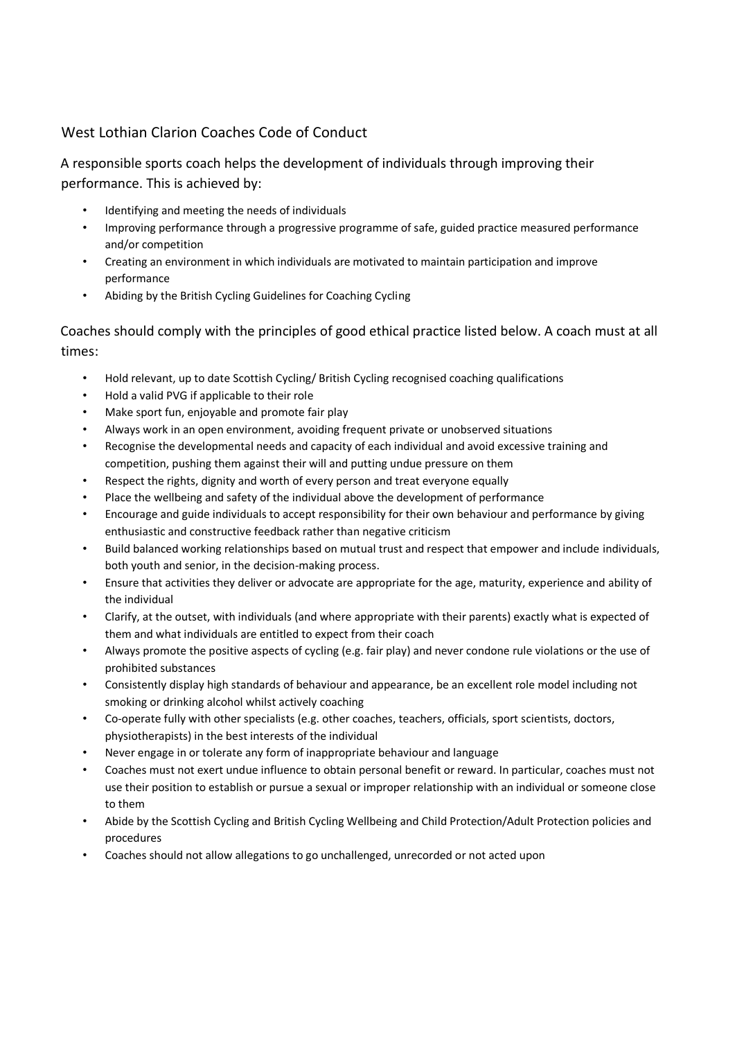# West Lothian Clarion Coaches Code of Conduct

A responsible sports coach helps the development of individuals through improving their performance. This is achieved by:

- Identifying and meeting the needs of individuals
- Improving performance through a progressive programme of safe, guided practice measured performance and/or competition
- Creating an environment in which individuals are motivated to maintain participation and improve performance
- Abiding by the British Cycling Guidelines for Coaching Cycling

Coaches should comply with the principles of good ethical practice listed below. A coach must at all times:

- Hold relevant, up to date Scottish Cycling/ British Cycling recognised coaching qualifications
- Hold a valid PVG if applicable to their role
- Make sport fun, enjoyable and promote fair play
- Always work in an open environment, avoiding frequent private or unobserved situations
- Recognise the developmental needs and capacity of each individual and avoid excessive training and competition, pushing them against their will and putting undue pressure on them
- Respect the rights, dignity and worth of every person and treat everyone equally
- Place the wellbeing and safety of the individual above the development of performance
- Encourage and guide individuals to accept responsibility for their own behaviour and performance by giving enthusiastic and constructive feedback rather than negative criticism
- Build balanced working relationships based on mutual trust and respect that empower and include individuals, both youth and senior, in the decision-making process.
- Ensure that activities they deliver or advocate are appropriate for the age, maturity, experience and ability of the individual
- Clarify, at the outset, with individuals (and where appropriate with their parents) exactly what is expected of them and what individuals are entitled to expect from their coach
- Always promote the positive aspects of cycling (e.g. fair play) and never condone rule violations or the use of prohibited substances
- Consistently display high standards of behaviour and appearance, be an excellent role model including not smoking or drinking alcohol whilst actively coaching
- Co-operate fully with other specialists (e.g. other coaches, teachers, officials, sport scientists, doctors, physiotherapists) in the best interests of the individual
- Never engage in or tolerate any form of inappropriate behaviour and language
- Coaches must not exert undue influence to obtain personal benefit or reward. In particular, coaches must not use their position to establish or pursue a sexual or improper relationship with an individual or someone close to them
- Abide by the Scottish Cycling and British Cycling Wellbeing and Child Protection/Adult Protection policies and procedures
- Coaches should not allow allegations to go unchallenged, unrecorded or not acted upon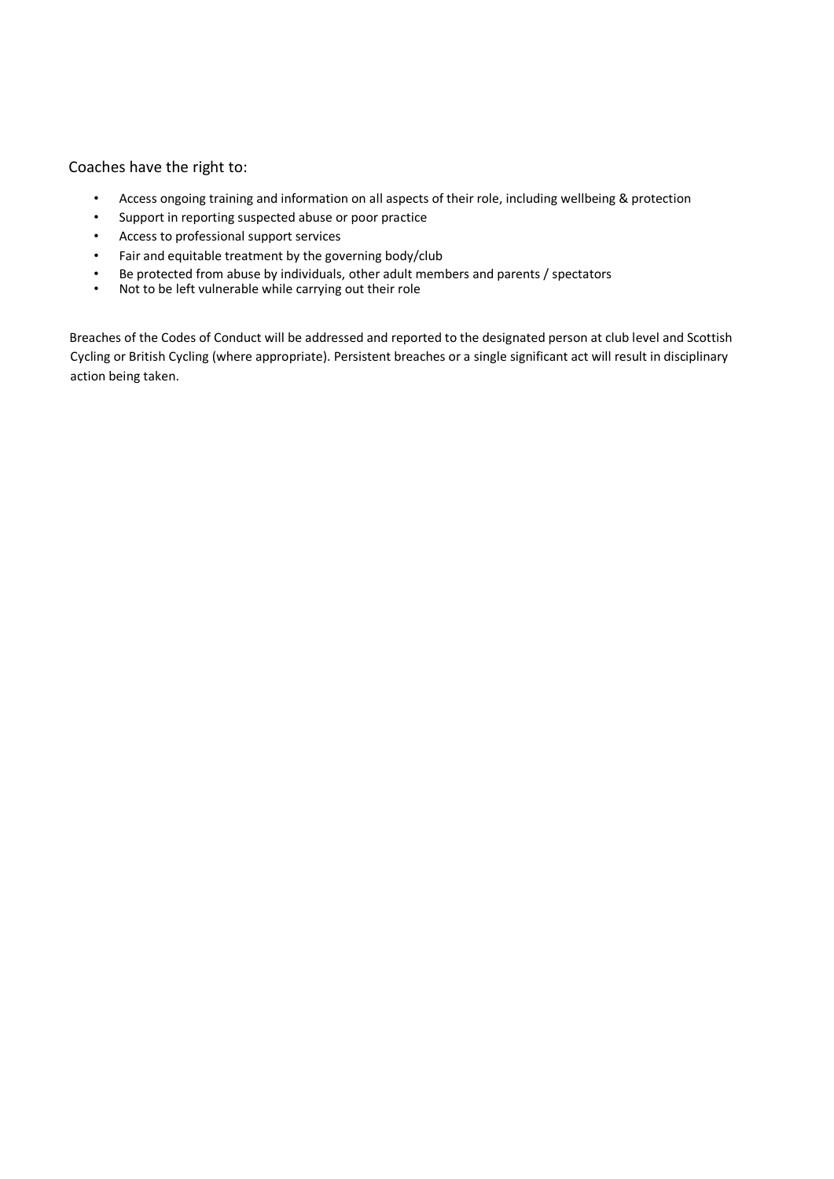Coaches have the right to:

- Access ongoing training and information on all aspects of their role, including wellbeing & protection
- Support in reporting suspected abuse or poor practice
- Access to professional support services
- Fair and equitable treatment by the governing body/club
- Be protected from abuse by individuals, other adult members and parents / spectators
- Not to be left vulnerable while carrying out their role

Breaches of the Codes of Conduct will be addressed and reported to the designated person at club level and Scottish Cycling or British Cycling (where appropriate). Persistent breaches or a single significant act will result in disciplinary action being taken.